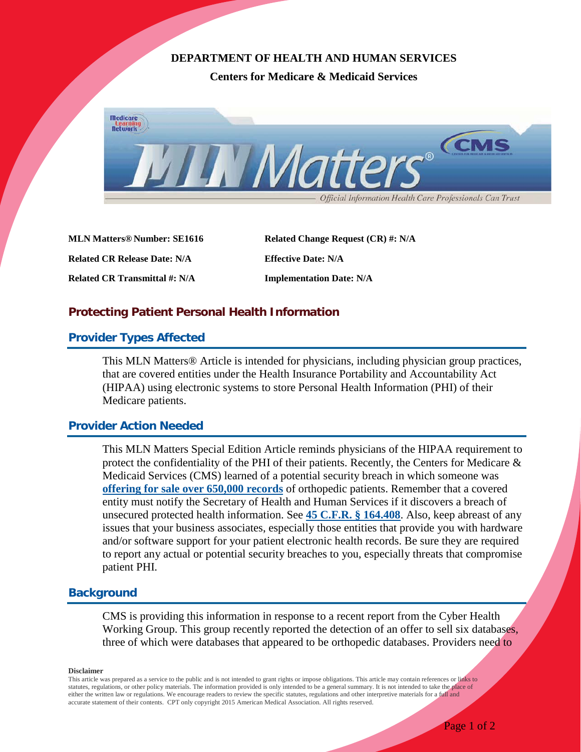**DEPARTMENT OF HEALTH AND HUMAN SERVICES**

**Centers for Medicare & Medicaid Services**

| | |
|---|---|
| **MLN Matters® Number: SE1616** | **Related Change Request (CR) #: N/A** |
| **Related CR Release Date: N/A** | **Effective Date: N/A** |
| **Related CR Transmittal #: N/A** | **Implementation Date: N/A** |

# Protecting Patient Personal Health Information

## Provider Types Affected

This MLN Matters® Article is intended for physicians, including physician group practices, that are covered entities under the Health Insurance Portability and Accountability Act (HIPAA) using electronic systems to store Personal Health Information (PHI) of their Medicare patients.

## Provider Action Needed

This MLN Matters Special Edition Article reminds physicians of the HIPAA requirement to protect the confidentiality of the PHI of their patients. Recently, the Centers for Medicare & Medicaid Services (CMS) learned of a potential security breach in which someone was **offering for sale over 650,000 records** of orthopedic patients. Remember that a covered entity must notify the Secretary of Health and Human Services if it discovers a breach of unsecured protected health information. See **45 C.F.R. § 164.408**. Also, keep abreast of any issues that your business associates, especially those entities that provide you with hardware and/or software support for your patient electronic health records. Be sure they are required to report any actual or potential security breaches to you, especially threats that compromise patient PHI.

## Background

CMS is providing this information in response to a recent report from the Cyber Health Working Group. This group recently reported the detection of an offer to sell six databases, three of which were databases that appeared to be orthopedic databases. Providers need to

**Disclaimer**

This article was prepared as a service to the public and is not intended to grant rights or impose obligations. This article may contain references or links to statutes, regulations, or other policy materials. The information provided is only intended to be a general summary. It is not intended to take the place of either the written law or regulations. We encourage readers to review the specific statutes, regulations and other interpretive materials for a full and accurate statement of their contents. CPT only copyright 2015 American Medical Association. All rights reserved.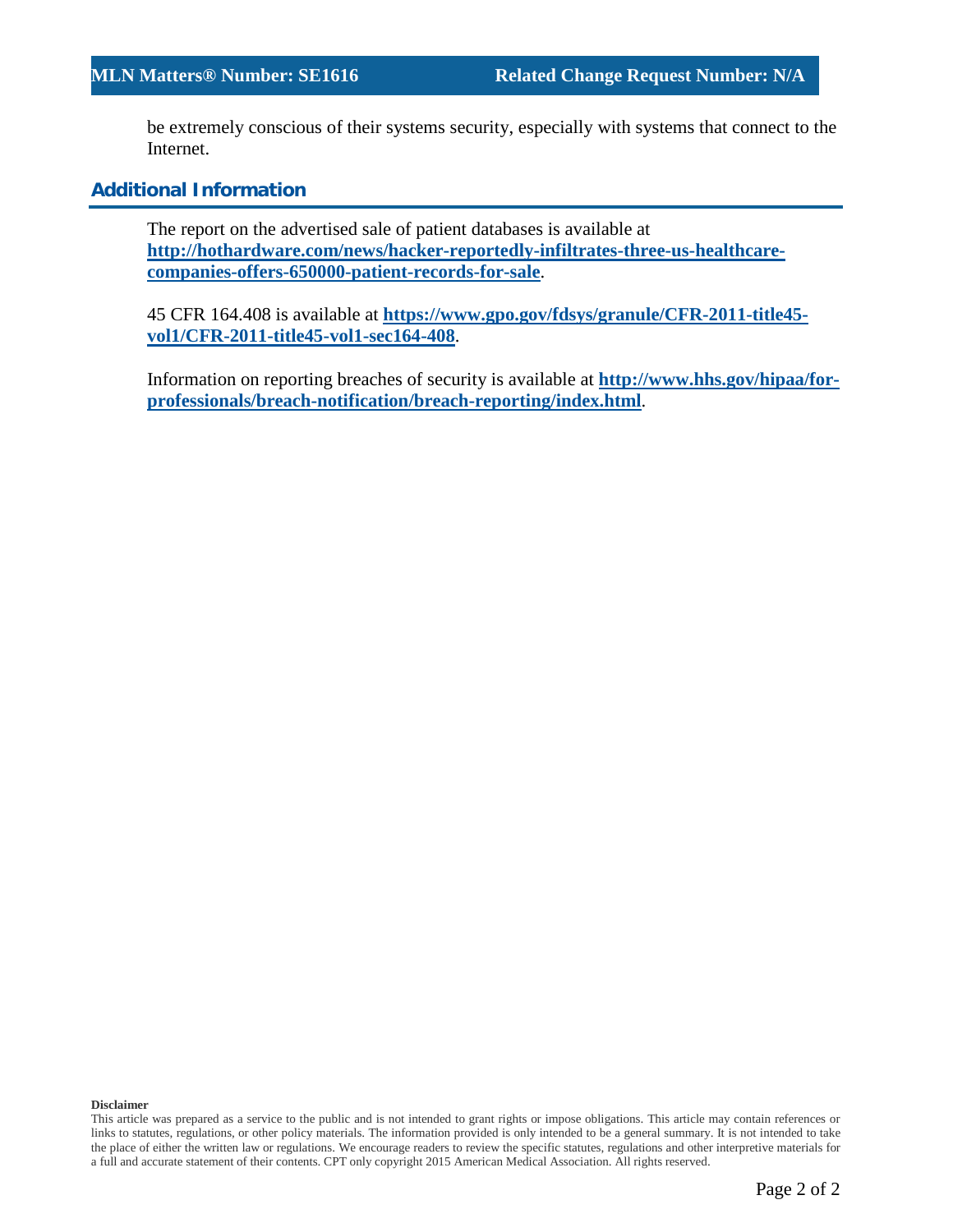be extremely conscious of their systems security, especially with systems that connect to the Internet.

## Additional Information

The report on the advertised sale of patient databases is available at **http://hothardware.com/news/hacker-reportedly-infiltrates-three-us-healthcare-companies-offers-650000-patient-records-for-sale**.

45 CFR 164.408 is available at **https://www.gpo.gov/fdsys/granule/CFR-2011-title45-vol1/CFR-2011-title45-vol1-sec164-408**.

Information on reporting breaches of security is available at **http://www.hhs.gov/hipaa/for-professionals/breach-notification/breach-reporting/index.html**.

**Disclaimer**

This article was prepared as a service to the public and is not intended to grant rights or impose obligations. This article may contain references or links to statutes, regulations, or other policy materials. The information provided is only intended to be a general summary. It is not intended to take the place of either the written law or regulations. We encourage readers to review the specific statutes, regulations and other interpretive materials for a full and accurate statement of their contents. CPT only copyright 2015 American Medical Association. All rights reserved.